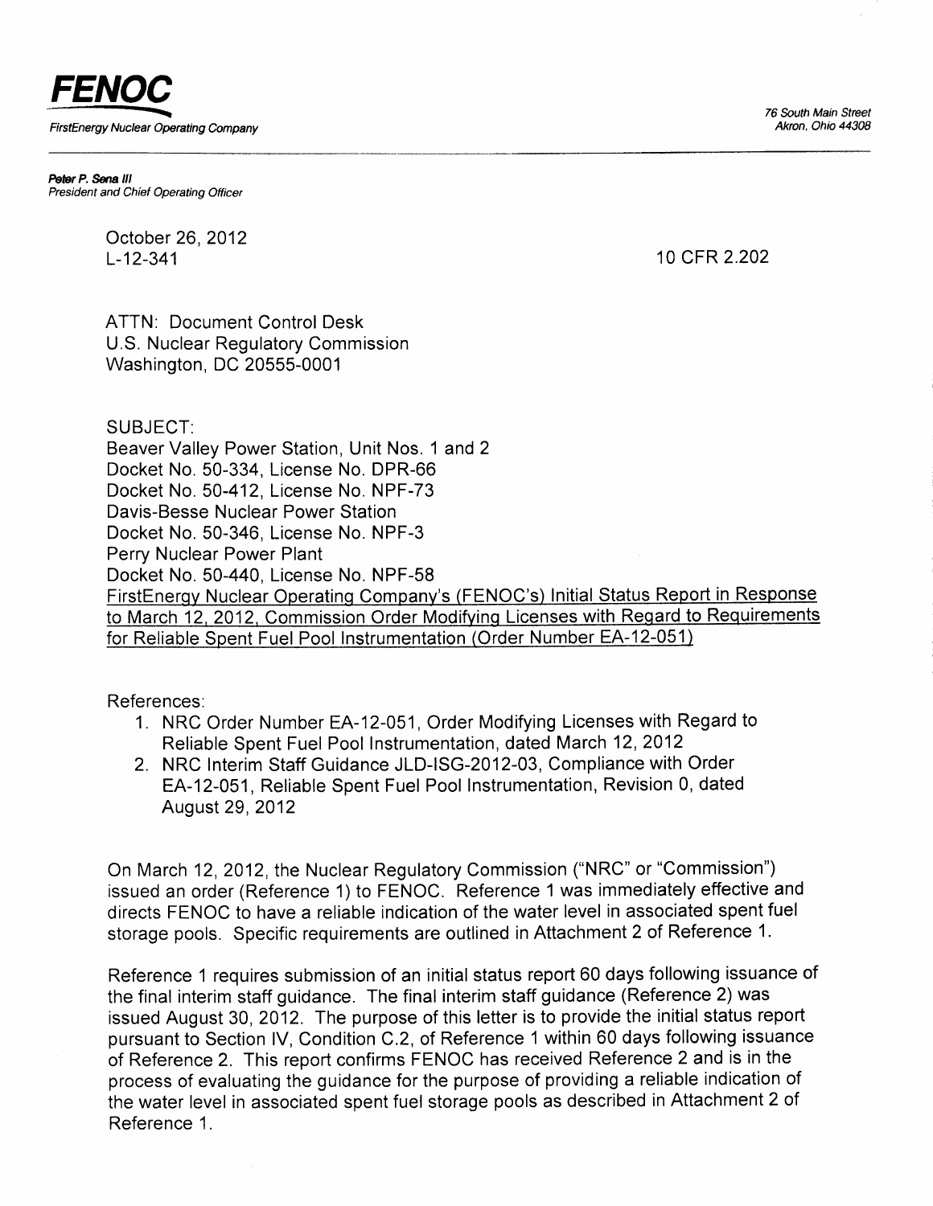**FENOC**

FirstEnergy Nuclear Operating Company

76 South Main Street
Akron, Ohio 44308

**Peter P. Sena III**
*President and Chief Operating Officer*

October 26, 2012
L-12-341

10 CFR 2.202

ATTN: Document Control Desk
U.S. Nuclear Regulatory Commission
Washington, DC 20555-0001

SUBJECT:
Beaver Valley Power Station, Unit Nos. 1 and 2
Docket No. 50-334, License No. DPR-66
Docket No. 50-412, License No. NPF-73
Davis-Besse Nuclear Power Station
Docket No. 50-346, License No. NPF-3
Perry Nuclear Power Plant
Docket No. 50-440, License No. NPF-58
FirstEnergy Nuclear Operating Company's (FENOC's) Initial Status Report in Response to March 12, 2012, Commission Order Modifying Licenses with Regard to Requirements for Reliable Spent Fuel Pool Instrumentation (Order Number EA-12-051)

References:

1. NRC Order Number EA-12-051, Order Modifying Licenses with Regard to Reliable Spent Fuel Pool Instrumentation, dated March 12, 2012
2. NRC Interim Staff Guidance JLD-ISG-2012-03, Compliance with Order EA-12-051, Reliable Spent Fuel Pool Instrumentation, Revision 0, dated August 29, 2012

On March 12, 2012, the Nuclear Regulatory Commission ("NRC" or "Commission") issued an order (Reference 1) to FENOC. Reference 1 was immediately effective and directs FENOC to have a reliable indication of the water level in associated spent fuel storage pools. Specific requirements are outlined in Attachment 2 of Reference 1.

Reference 1 requires submission of an initial status report 60 days following issuance of the final interim staff guidance. The final interim staff guidance (Reference 2) was issued August 30, 2012. The purpose of this letter is to provide the initial status report pursuant to Section IV, Condition C.2, of Reference 1 within 60 days following issuance of Reference 2. This report confirms FENOC has received Reference 2 and is in the process of evaluating the guidance for the purpose of providing a reliable indication of the water level in associated spent fuel storage pools as described in Attachment 2 of Reference 1.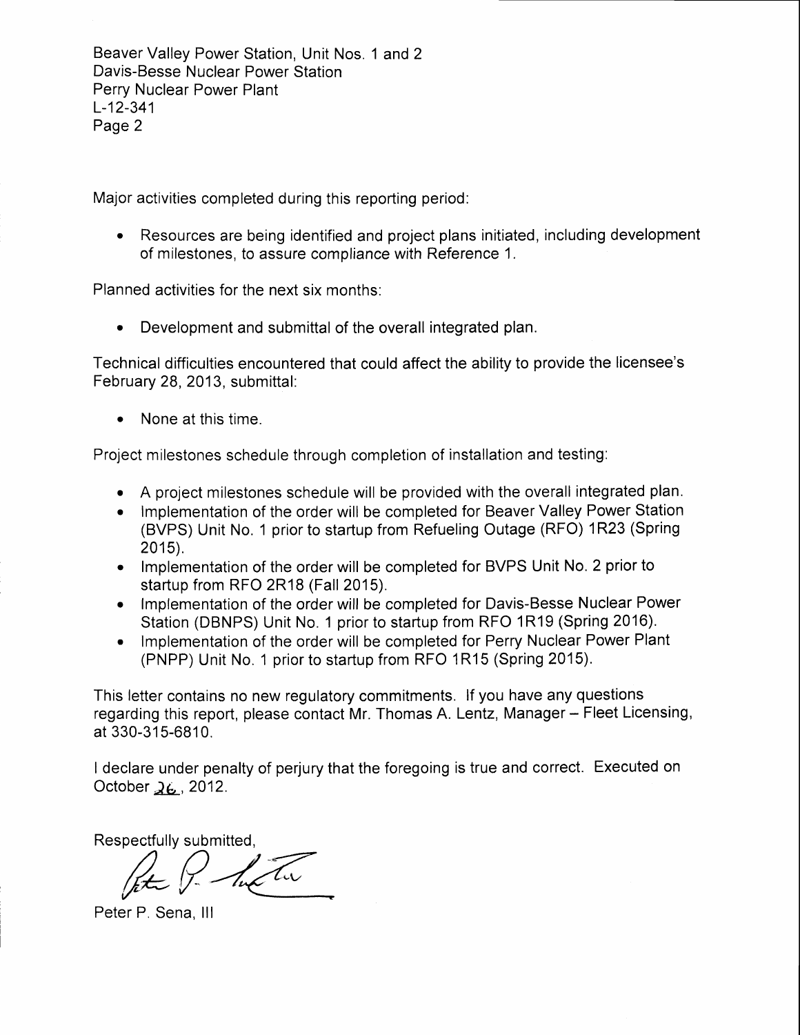Major activities completed during this reporting period:

- Resources are being identified and project plans initiated, including development of milestones, to assure compliance with Reference 1.

Planned activities for the next six months:

- Development and submittal of the overall integrated plan.

Technical difficulties encountered that could affect the ability to provide the licensee's February 28, 2013, submittal:

- None at this time.

Project milestones schedule through completion of installation and testing:

- A project milestones schedule will be provided with the overall integrated plan.
- Implementation of the order will be completed for Beaver Valley Power Station (BVPS) Unit No. 1 prior to startup from Refueling Outage (RFO) 1R23 (Spring 2015).
- Implementation of the order will be completed for BVPS Unit No. 2 prior to startup from RFO 2R18 (Fall 2015).
- Implementation of the order will be completed for Davis-Besse Nuclear Power Station (DBNPS) Unit No. 1 prior to startup from RFO 1R19 (Spring 2016).
- Implementation of the order will be completed for Perry Nuclear Power Plant (PNPP) Unit No. 1 prior to startup from RFO 1R15 (Spring 2015).

This letter contains no new regulatory commitments. If you have any questions regarding this report, please contact Mr. Thomas A. Lentz, Manager – Fleet Licensing, at 330-315-6810.

I declare under penalty of perjury that the foregoing is true and correct. Executed on October 26, 2012.

Respectfully submitted,

Peter P. Sena, III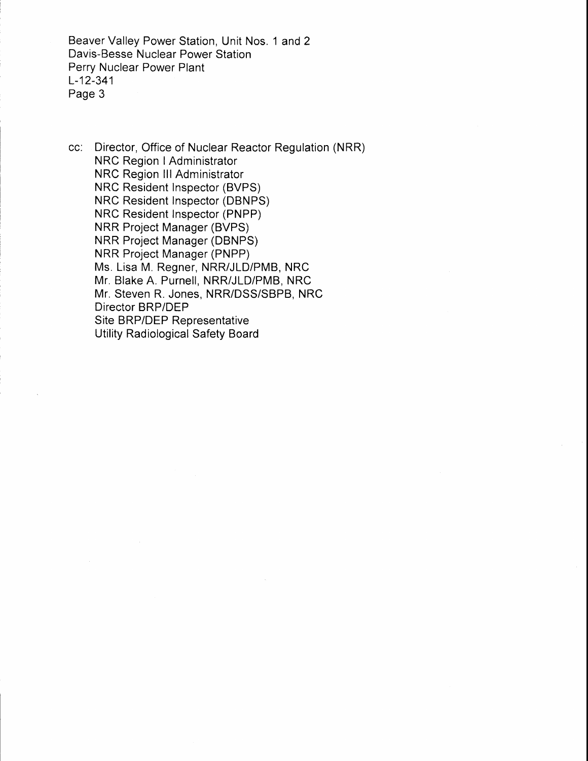cc: Director, Office of Nuclear Reactor Regulation (NRR)
NRC Region I Administrator
NRC Region III Administrator
NRC Resident Inspector (BVPS)
NRC Resident Inspector (DBNPS)
NRC Resident Inspector (PNPP)
NRR Project Manager (BVPS)
NRR Project Manager (DBNPS)
NRR Project Manager (PNPP)
Ms. Lisa M. Regner, NRR/JLD/PMB, NRC
Mr. Blake A. Purnell, NRR/JLD/PMB, NRC
Mr. Steven R. Jones, NRR/DSS/SBPB, NRC
Director BRP/DEP
Site BRP/DEP Representative
Utility Radiological Safety Board